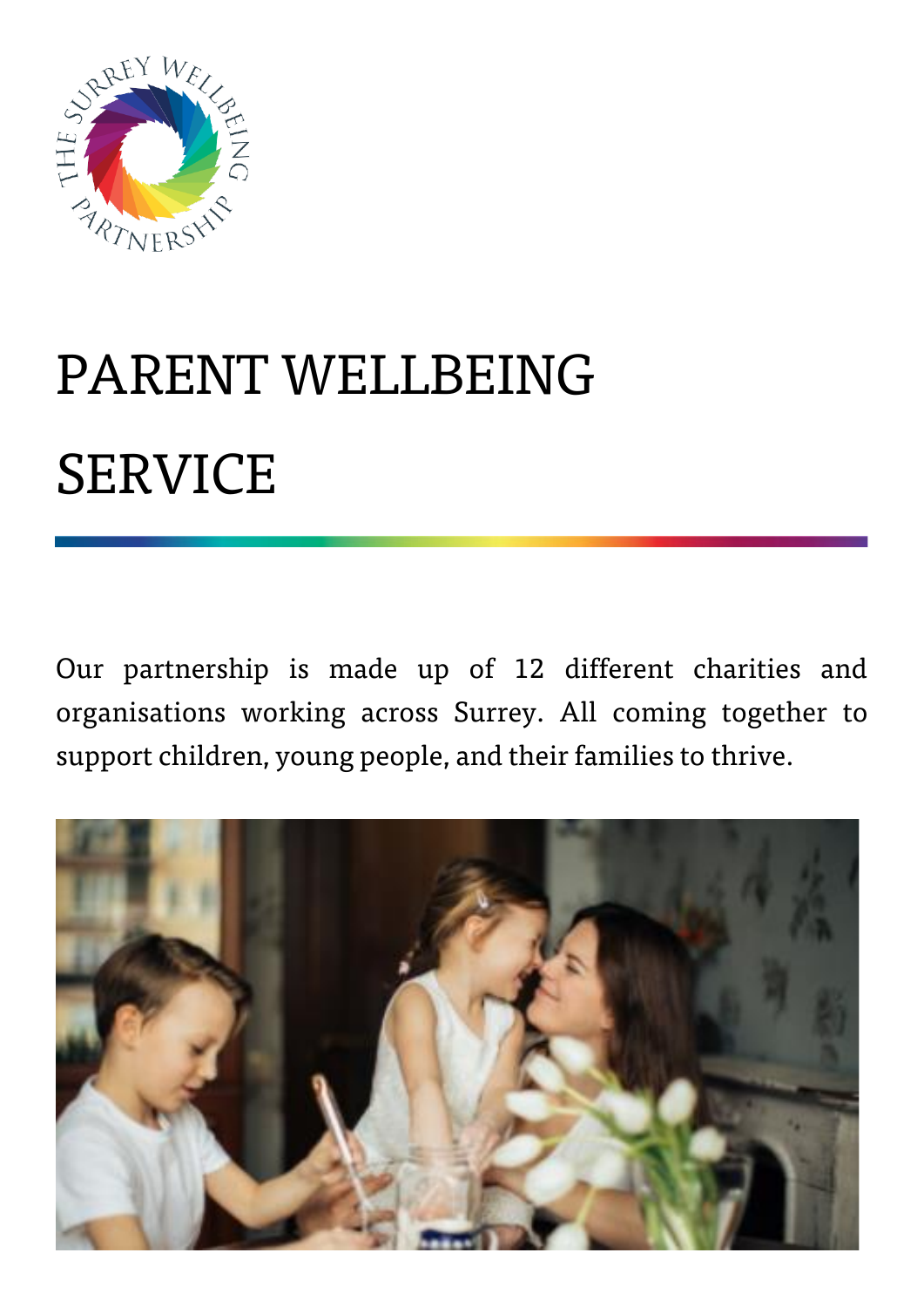# PARENT WELLBEING SERVICE

Our partnership is made up of 12 different charities and organisations working across Surrey. All coming together to support children, young people, and their families to thrive.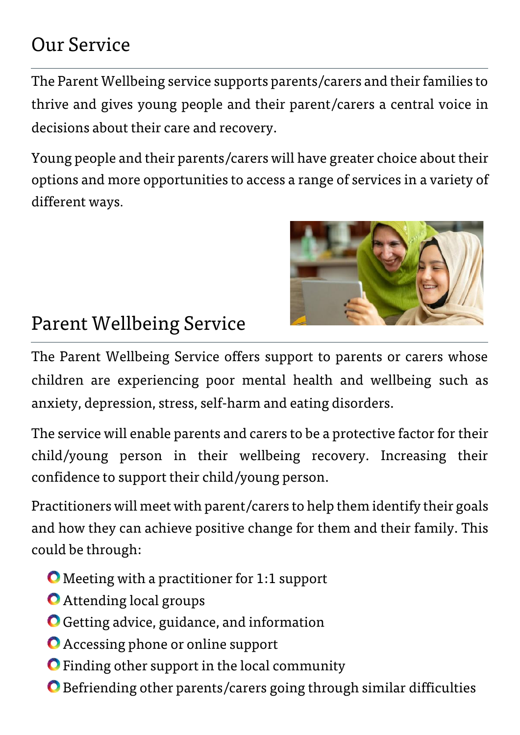## Our Service

The Parent Wellbeing service supports parents/carers and their families to thrive and gives young people and their parent/carers a central voice in decisions about their care and recovery.

Young people and their parents/carers will have greater choice about their options and more opportunities to access a range of services in a variety of different ways.

## Parent Wellbeing Service

The Parent Wellbeing Service offers support to parents or carers whose children are experiencing poor mental health and wellbeing such as anxiety, depression, stress, self-harm and eating disorders.

The service will enable parents and carers to be a protective factor for their child/young person in their wellbeing recovery. Increasing their confidence to support their child/young person.

Practitioners will meet with parent/carers to help them identify their goals and how they can achieve positive change for them and their family. This could be through:

- Meeting with a practitioner for 1:1 support
- Attending local groups
- Getting advice, guidance, and information
- Accessing phone or online support
- Finding other support in the local community
- Befriending other parents/carers going through similar difficulties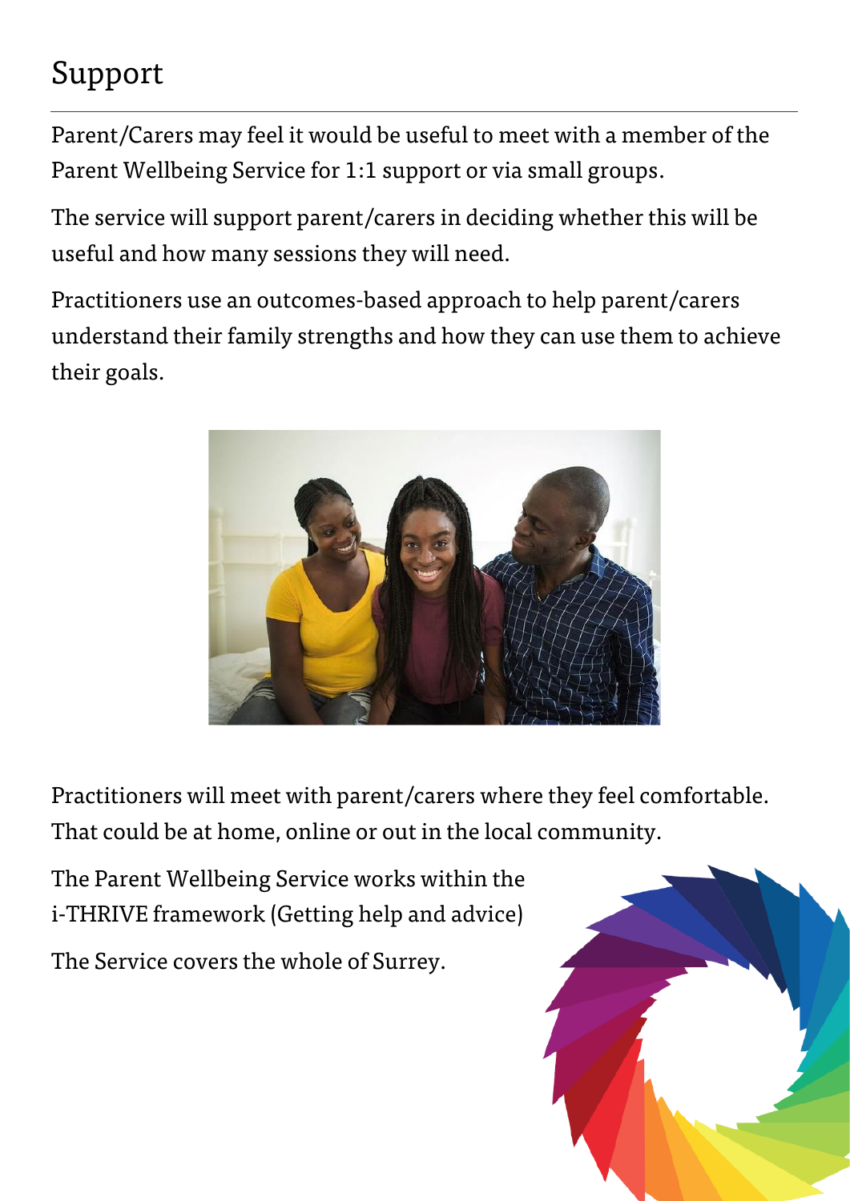# Support

Parent/Carers may feel it would be useful to meet with a member of the Parent Wellbeing Service for 1:1 support or via small groups.

The service will support parent/carers in deciding whether this will be useful and how many sessions they will need.

Practitioners use an outcomes-based approach to help parent/carers understand their family strengths and how they can use them to achieve their goals.

Practitioners will meet with parent/carers where they feel comfortable. That could be at home, online or out in the local community.

The Parent Wellbeing Service works within the i-THRIVE framework (Getting help and advice)

The Service covers the whole of Surrey.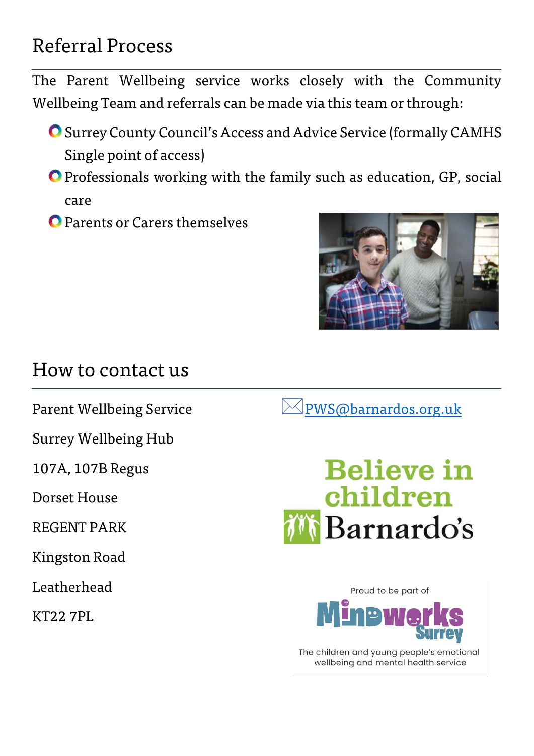## Referral Process

The Parent Wellbeing service works closely with the Community Wellbeing Team and referrals can be made via this team or through:

- Surrey County Council's Access and Advice Service (formally CAMHS Single point of access)
- Professionals working with the family such as education, GP, social care
- Parents or Carers themselves

## How to contact us

Parent Wellbeing Service

Surrey Wellbeing Hub

107A, 107B Regus

Dorset House

REGENT PARK

Kingston Road

Leatherhead

KT22 7PL

PWS@barnardos.org.uk

Believe in children Barnardo's

Proud to be part of Mindworks Surrey

The children and young people's emotional wellbeing and mental health service